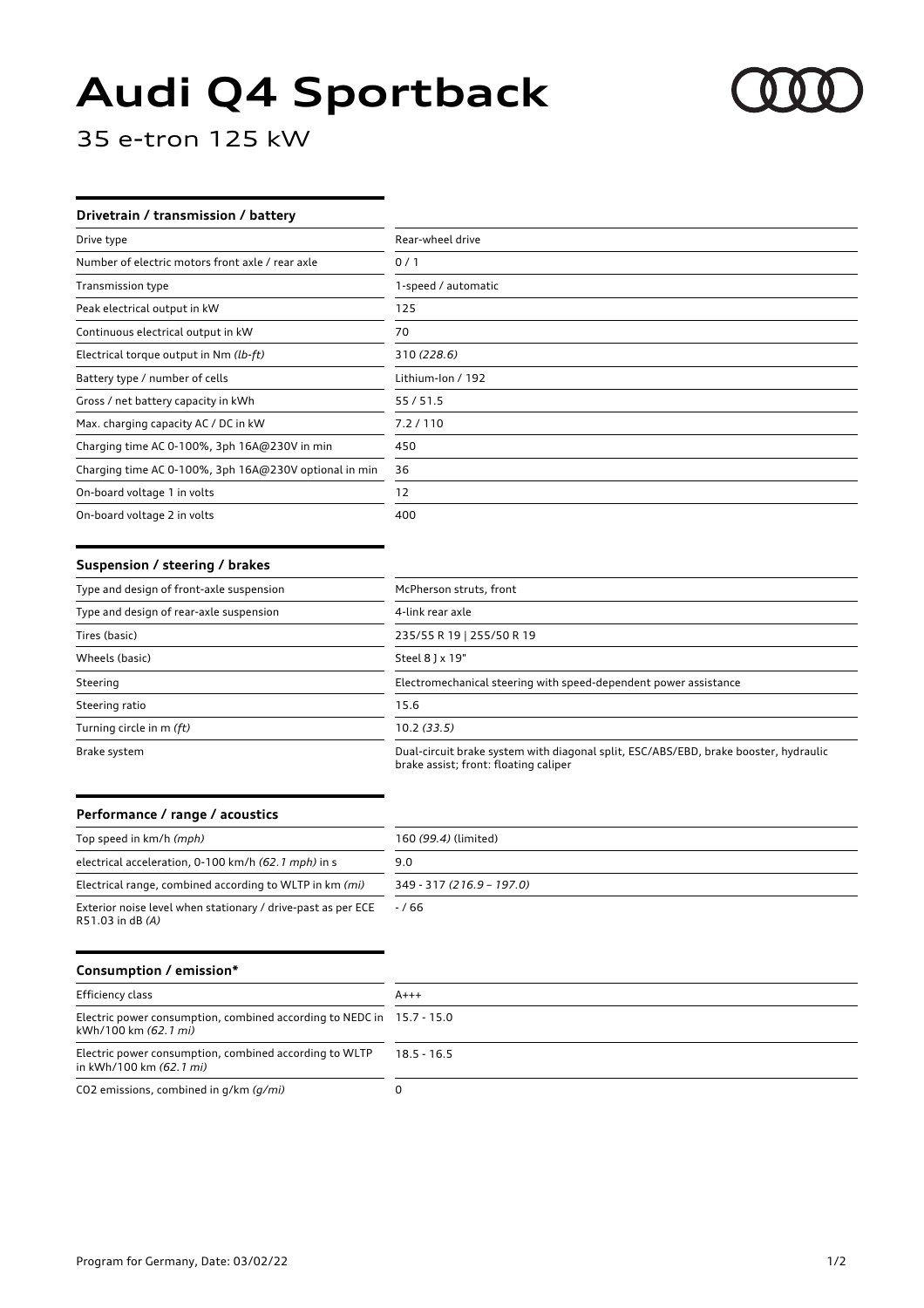# Audi Q4 Sportback

35 e-tron 125 kW

### Drivetrain / transmission / battery

| | |
|---|---|
| Drive type | Rear-wheel drive |
| Number of electric motors front axle / rear axle | 0 / 1 |
| Transmission type | 1-speed / automatic |
| Peak electrical output in kW | 125 |
| Continuous electrical output in kW | 70 |
| Electrical torque output in Nm *(lb-ft)* | 310 *(228.6)* |
| Battery type / number of cells | Lithium-Ion / 192 |
| Gross / net battery capacity in kWh | 55 / 51.5 |
| Max. charging capacity AC / DC in kW | 7.2 / 110 |
| Charging time AC 0-100%, 3ph 16A@230V in min | 450 |
| Charging time AC 0-100%, 3ph 16A@230V optional in min | 36 |
| On-board voltage 1 in volts | 12 |
| On-board voltage 2 in volts | 400 |

### Suspension / steering / brakes

| | |
|---|---|
| Type and design of front-axle suspension | McPherson struts, front |
| Type and design of rear-axle suspension | 4-link rear axle |
| Tires (basic) | 235/55 R 19 \| 255/50 R 19 |
| Wheels (basic) | Steel 8 J x 19" |
| Steering | Electromechanical steering with speed-dependent power assistance |
| Steering ratio | 15.6 |
| Turning circle in m *(ft)* | 10.2 *(33.5)* |
| Brake system | Dual-circuit brake system with diagonal split, ESC/ABS/EBD, brake booster, hydraulic brake assist; front: floating caliper |

### Performance / range / acoustics

| | |
|---|---|
| Top speed in km/h *(mph)* | 160 *(99.4)* (limited) |
| electrical acceleration, 0-100 km/h *(62.1 mph)* in s | 9.0 |
| Electrical range, combined according to WLTP in km *(mi)* | 349 - 317 *(216.9 – 197.0)* |
| Exterior noise level when stationary / drive-past as per ECE R51.03 in dB *(A)* | - / 66 |

### Consumption / emission*

| | |
|---|---|
| Efficiency class | A+++ |
| Electric power consumption, combined according to NEDC in kWh/100 km *(62.1 mi)* | 15.7 - 15.0 |
| Electric power consumption, combined according to WLTP in kWh/100 km *(62.1 mi)* | 18.5 - 16.5 |
| CO2 emissions, combined in g/km *(g/mi)* | 0 |

Program for Germany, Date: 03/02/22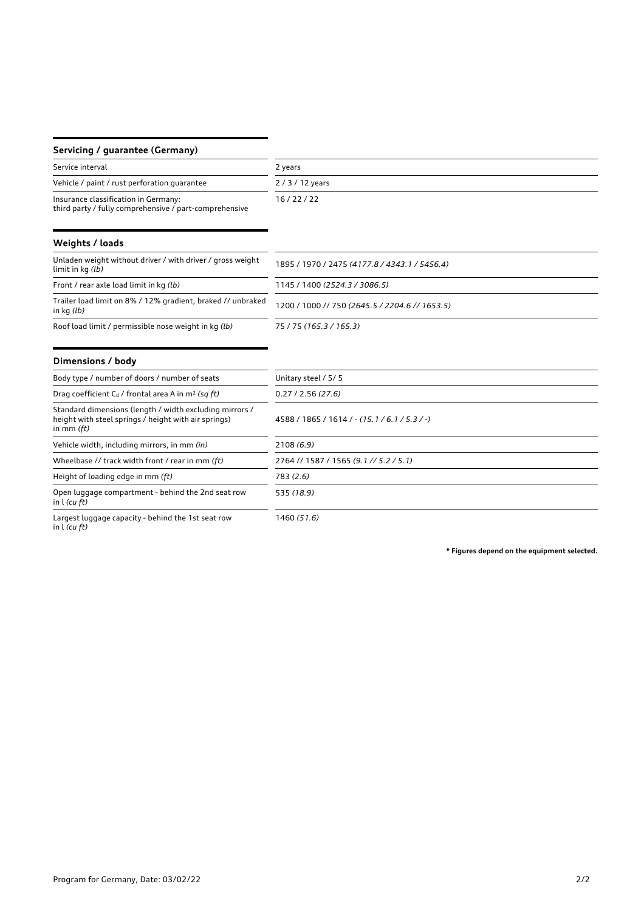## Servicing / guarantee (Germany)

| | |
|---|---|
| Service interval | 2 years |
| Vehicle / paint / rust perforation guarantee | 2 / 3 / 12 years |
| Insurance classification in Germany: third party / fully comprehensive / part-comprehensive | 16 / 22 / 22 |

## Weights / loads

| | |
|---|---|
| Unladen weight without driver / with driver / gross weight limit in kg *(lb)* | 1895 / 1970 / 2475 *(4177.8 / 4343.1 / 5456.4)* |
| Front / rear axle load limit in kg *(lb)* | 1145 / 1400 *(2524.3 / 3086.5)* |
| Trailer load limit on 8% / 12% gradient, braked // unbraked in kg *(lb)* | 1200 / 1000 // 750 *(2645.5 / 2204.6 // 1653.5)* |
| Roof load limit / permissible nose weight in kg *(lb)* | 75 / 75 *(165.3 / 165.3)* |

## Dimensions / body

| | |
|---|---|
| Body type / number of doors / number of seats | Unitary steel / 5/ 5 |
| Drag coefficient $C_d$ / frontal area A in $m^2$ *(sq ft)* | 0.27 / 2.56 *(27.6)* |
| Standard dimensions (length / width excluding mirrors / height with steel springs / height with air springs) in mm *(ft)* | 4588 / 1865 / 1614 / - *(15.1 / 6.1 / 5.3 / -)* |
| Vehicle width, including mirrors, in mm *(in)* | 2108 *(6.9)* |
| Wheelbase // track width front / rear in mm *(ft)* | 2764 // 1587 / 1565 *(9.1 // 5.2 / 5.1)* |
| Height of loading edge in mm *(ft)* | 783 *(2.6)* |
| Open luggage compartment - behind the 2nd seat row in l *(cu ft)* | 535 *(18.9)* |
| Largest luggage capacity - behind the 1st seat row in l *(cu ft)* | 1460 *(51.6)* |

**\* Figures depend on the equipment selected.**

Program for Germany, Date: 03/02/22